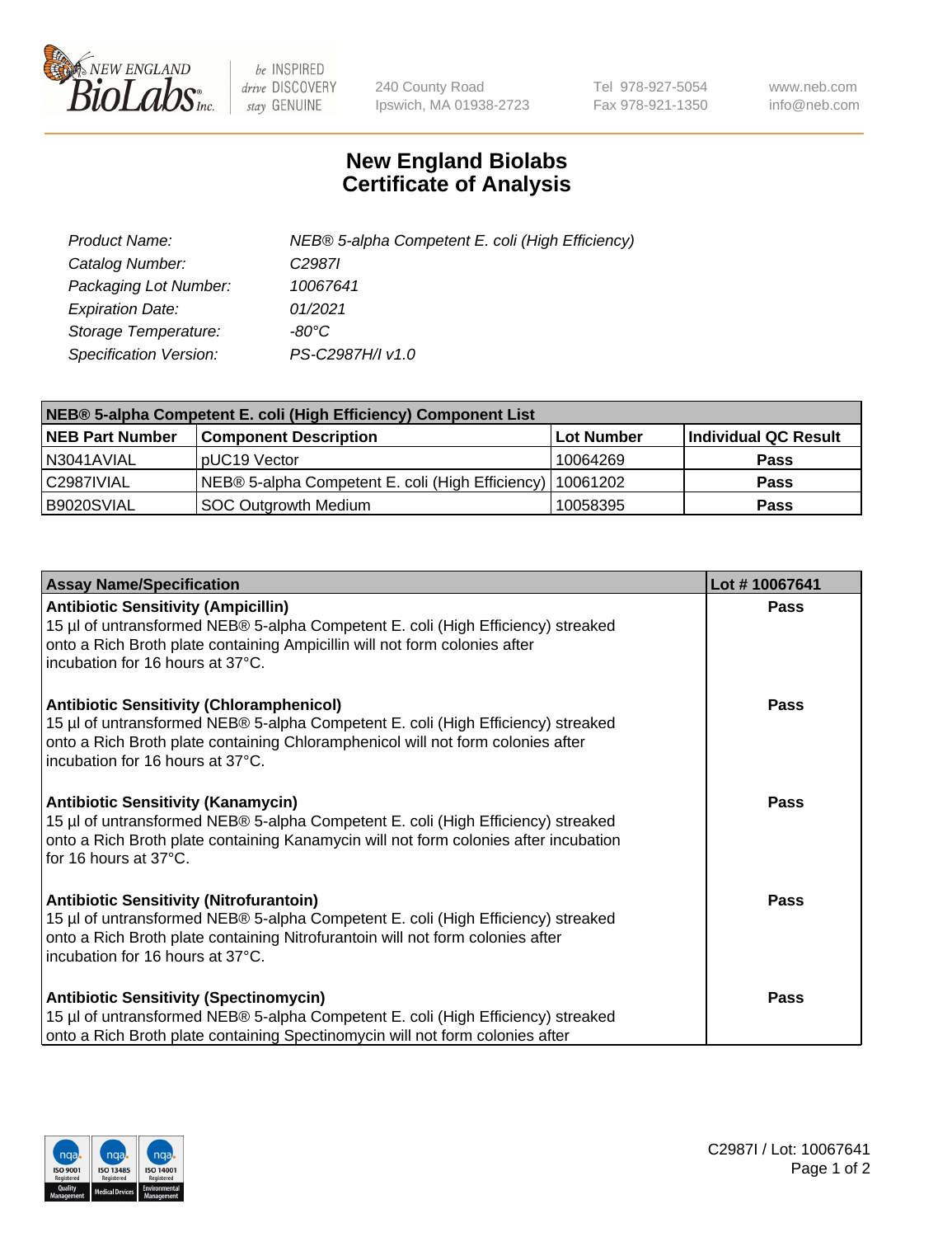# New England Biolabs Certificate of Analysis

| | |
|---|---|
| *Product Name:* | *NEB® 5-alpha Competent E. coli (High Efficiency)* |
| *Catalog Number:* | *C2987I* |
| *Packaging Lot Number:* | *10067641* |
| *Expiration Date:* | *01/2021* |
| *Storage Temperature:* | *-80°C* |
| *Specification Version:* | *PS-C2987H/I v1.0* |

| NEB® 5-alpha Competent E. coli (High Efficiency) Component List | | | |
|---|---|---|---|
| **NEB Part Number** | **Component Description** | **Lot Number** | **Individual QC Result** |
| N3041AVIAL | pUC19 Vector | 10064269 | **Pass** |
| C2987IVIAL | NEB® 5-alpha Competent E. coli (High Efficiency) | 10061202 | **Pass** |
| B9020SVIAL | SOC Outgrowth Medium | 10058395 | **Pass** |

| Assay Name/Specification | Lot # 10067641 |
|---|---|
| **Antibiotic Sensitivity (Ampicillin)**<br>15 µl of untransformed NEB® 5-alpha Competent E. coli (High Efficiency) streaked onto a Rich Broth plate containing Ampicillin will not form colonies after incubation for 16 hours at 37°C. | **Pass** |
| **Antibiotic Sensitivity (Chloramphenicol)**<br>15 µl of untransformed NEB® 5-alpha Competent E. coli (High Efficiency) streaked onto a Rich Broth plate containing Chloramphenicol will not form colonies after incubation for 16 hours at 37°C. | **Pass** |
| **Antibiotic Sensitivity (Kanamycin)**<br>15 µl of untransformed NEB® 5-alpha Competent E. coli (High Efficiency) streaked onto a Rich Broth plate containing Kanamycin will not form colonies after incubation for 16 hours at 37°C. | **Pass** |
| **Antibiotic Sensitivity (Nitrofurantoin)**<br>15 µl of untransformed NEB® 5-alpha Competent E. coli (High Efficiency) streaked onto a Rich Broth plate containing Nitrofurantoin will not form colonies after incubation for 16 hours at 37°C. | **Pass** |
| **Antibiotic Sensitivity (Spectinomycin)**<br>15 µl of untransformed NEB® 5-alpha Competent E. coli (High Efficiency) streaked onto a Rich Broth plate containing Spectinomycin will not form colonies after | **Pass** |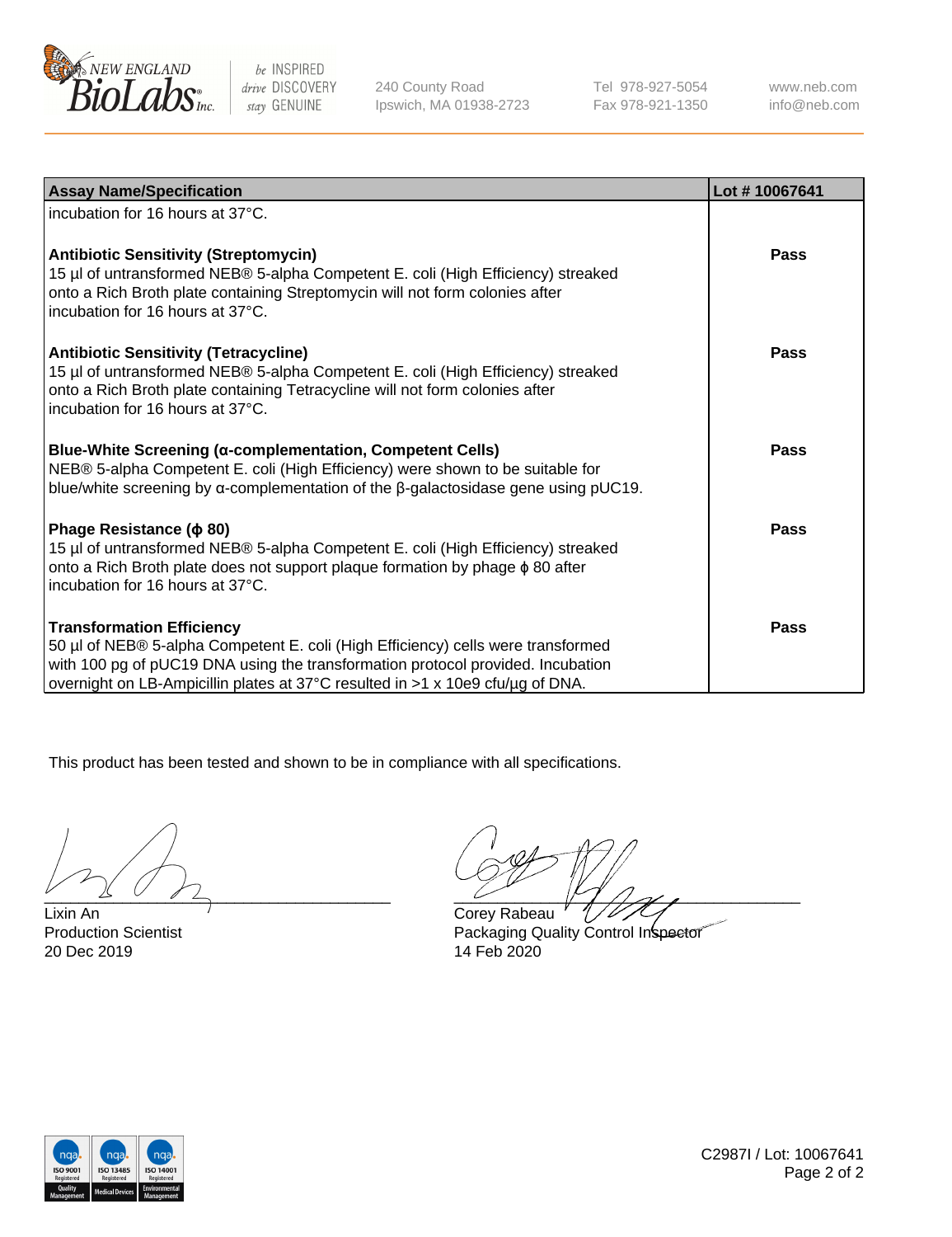| Assay Name/Specification | Lot # 10067641 |
| --- | --- |
| incubation for 16 hours at 37°C. | |
| **Antibiotic Sensitivity (Streptomycin)**<br>15 µl of untransformed NEB® 5-alpha Competent E. coli (High Efficiency) streaked onto a Rich Broth plate containing Streptomycin will not form colonies after incubation for 16 hours at 37°C. | **Pass** |
| **Antibiotic Sensitivity (Tetracycline)**<br>15 µl of untransformed NEB® 5-alpha Competent E. coli (High Efficiency) streaked onto a Rich Broth plate containing Tetracycline will not form colonies after incubation for 16 hours at 37°C. | **Pass** |
| **Blue-White Screening (α-complementation, Competent Cells)**<br>NEB® 5-alpha Competent E. coli (High Efficiency) were shown to be suitable for blue/white screening by α-complementation of the β-galactosidase gene using pUC19. | **Pass** |
| **Phage Resistance (ϕ 80)**<br>15 µl of untransformed NEB® 5-alpha Competent E. coli (High Efficiency) streaked onto a Rich Broth plate does not support plaque formation by phage ϕ 80 after incubation for 16 hours at 37°C. | **Pass** |
| **Transformation Efficiency**<br>50 µl of NEB® 5-alpha Competent E. coli (High Efficiency) cells were transformed with 100 pg of pUC19 DNA using the transformation protocol provided. Incubation overnight on LB-Ampicillin plates at 37°C resulted in >1 x 10e9 cfu/µg of DNA. | **Pass** |

This product has been tested and shown to be in compliance with all specifications.

Lixin An
Production Scientist
20 Dec 2019

Corey Rabeau
Packaging Quality Control Inspector
14 Feb 2020

C2987I / Lot: 10067641